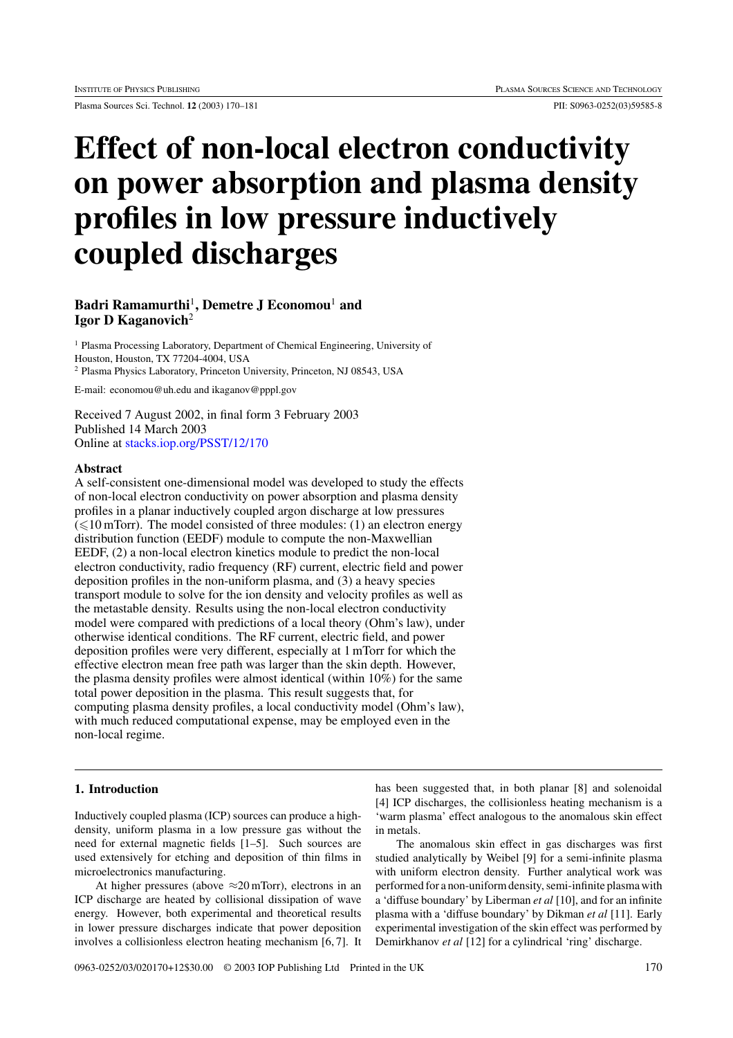# Effect of non-local electron conductivity on power absorption and plasma density profiles in low pressure inductively coupled discharges

**Badri Ramamurthi**[1], **Demetre J Economou**[1] and **Igor D Kaganovich**[2]

[1] Plasma Processing Laboratory, Department of Chemical Engineering, University of Houston, Houston, TX 77204-4004, USA

[2] Plasma Physics Laboratory, Princeton University, Princeton, NJ 08543, USA

E-mail: economou@uh.edu and ikaganov@pppl.gov

Received 7 August 2002, in final form 3 February 2003
Published 14 March 2003
Online at stacks.iop.org/PSST/12/170

### Abstract

A self-consistent one-dimensional model was developed to study the effects of non-local electron conductivity on power absorption and plasma density profiles in a planar inductively coupled argon discharge at low pressures ($\leqslant$10 mTorr). The model consisted of three modules: (1) an electron energy distribution function (EEDF) module to compute the non-Maxwellian EEDF, (2) a non-local electron kinetics module to predict the non-local electron conductivity, radio frequency (RF) current, electric field and power deposition profiles in the non-uniform plasma, and (3) a heavy species transport module to solve for the ion density and velocity profiles as well as the metastable density. Results using the non-local electron conductivity model were compared with predictions of a local theory (Ohm's law), under otherwise identical conditions. The RF current, electric field, and power deposition profiles were very different, especially at 1 mTorr for which the effective electron mean free path was larger than the skin depth. However, the plasma density profiles were almost identical (within 10%) for the same total power deposition in the plasma. This result suggests that, for computing plasma density profiles, a local conductivity model (Ohm's law), with much reduced computational expense, may be employed even in the non-local regime.

## 1. Introduction

Inductively coupled plasma (ICP) sources can produce a high-density, uniform plasma in a low pressure gas without the need for external magnetic fields [1–5]. Such sources are used extensively for etching and deposition of thin films in microelectronics manufacturing.

At higher pressures (above $\approx$20 mTorr), electrons in an ICP discharge are heated by collisional dissipation of wave energy. However, both experimental and theoretical results in lower pressure discharges indicate that power deposition involves a collisionless electron heating mechanism [6, 7]. It has been suggested that, in both planar [8] and solenoidal [4] ICP discharges, the collisionless heating mechanism is a 'warm plasma' effect analogous to the anomalous skin effect in metals.

The anomalous skin effect in gas discharges was first studied analytically by Weibel [9] for a semi-infinite plasma with uniform electron density. Further analytical work was performed for a non-uniform density, semi-infinite plasma with a 'diffuse boundary' by Liberman *et al* [10], and for an infinite plasma with a 'diffuse boundary' by Dikman *et al* [11]. Early experimental investigation of the skin effect was performed by Demirkhanov *et al* [12] for a cylindrical 'ring' discharge.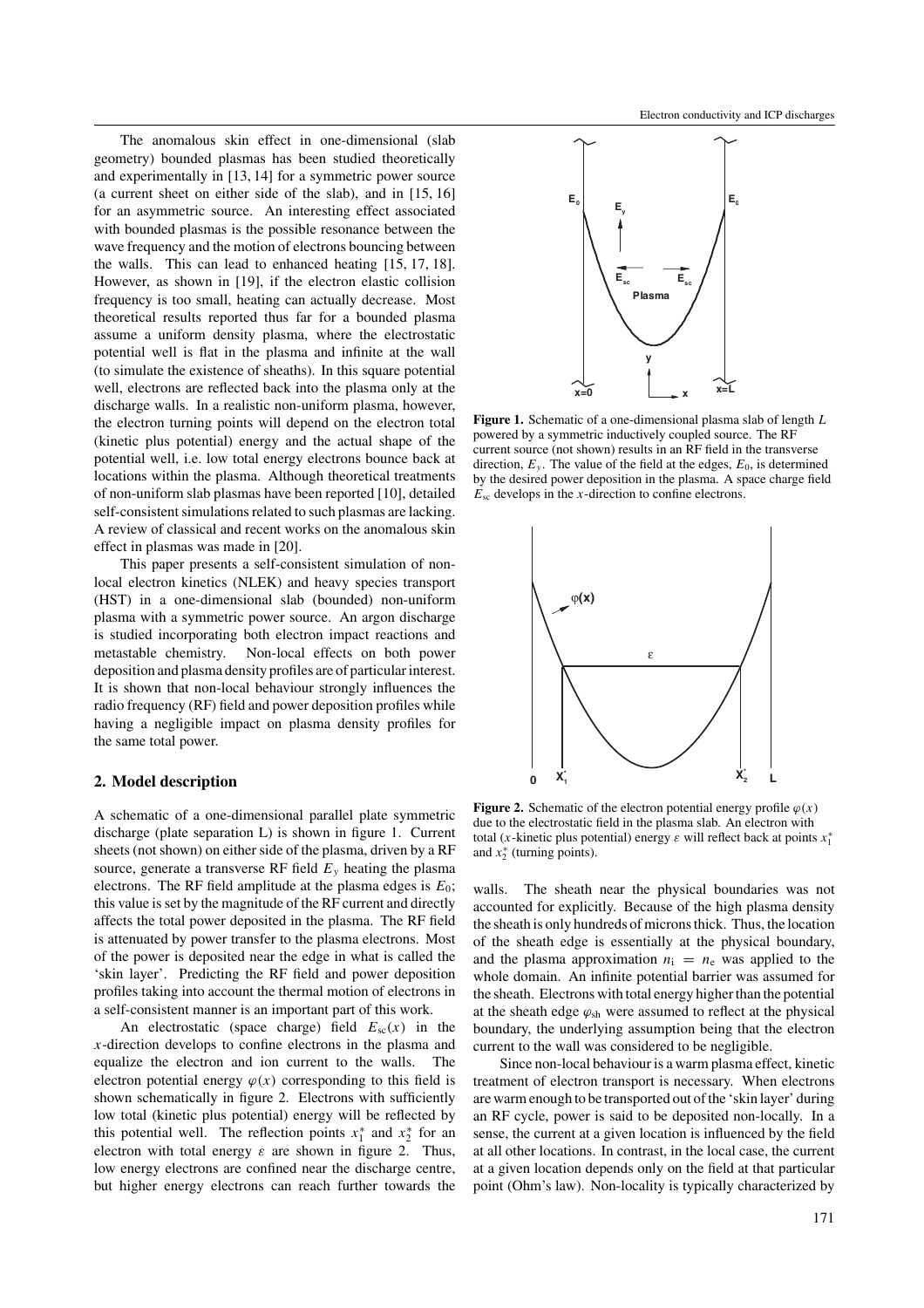The anomalous skin effect in one-dimensional (slab geometry) bounded plasmas has been studied theoretically and experimentally in [13, 14] for a symmetric power source (a current sheet on either side of the slab), and in [15, 16] for an asymmetric source. An interesting effect associated with bounded plasmas is the possible resonance between the wave frequency and the motion of electrons bouncing between the walls. This can lead to enhanced heating [15, 17, 18]. However, as shown in [19], if the electron elastic collision frequency is too small, heating can actually decrease. Most theoretical results reported thus far for a bounded plasma assume a uniform density plasma, where the electrostatic potential well is flat in the plasma and infinite at the wall (to simulate the existence of sheaths). In this square potential well, electrons are reflected back into the plasma only at the discharge walls. In a realistic non-uniform plasma, however, the electron turning points will depend on the electron total (kinetic plus potential) energy and the actual shape of the potential well, i.e. low total energy electrons bounce back at locations within the plasma. Although theoretical treatments of non-uniform slab plasmas have been reported [10], detailed self-consistent simulations related to such plasmas are lacking. A review of classical and recent works on the anomalous skin effect in plasmas was made in [20].

This paper presents a self-consistent simulation of non-local electron kinetics (NLEK) and heavy species transport (HST) in a one-dimensional slab (bounded) non-uniform plasma with a symmetric power source. An argon discharge is studied incorporating both electron impact reactions and metastable chemistry. Non-local effects on both power deposition and plasma density profiles are of particular interest. It is shown that non-local behaviour strongly influences the radio frequency (RF) field and power deposition profiles while having a negligible impact on plasma density profiles for the same total power.

## 2. Model description

A schematic of a one-dimensional parallel plate symmetric discharge (plate separation L) is shown in figure 1. Current sheets (not shown) on either side of the plasma, driven by a RF source, generate a transverse RF field $E_y$ heating the plasma electrons. The RF field amplitude at the plasma edges is $E_0$; this value is set by the magnitude of the RF current and directly affects the total power deposited in the plasma. The RF field is attenuated by power transfer to the plasma electrons. Most of the power is deposited near the edge in what is called the 'skin layer'. Predicting the RF field and power deposition profiles taking into account the thermal motion of electrons in a self-consistent manner is an important part of this work.

An electrostatic (space charge) field $E_{sc}(x)$ in the $x$-direction develops to confine electrons in the plasma and equalize the electron and ion current to the walls. The electron potential energy $\varphi(x)$ corresponding to this field is shown schematically in figure 2. Electrons with sufficiently low total (kinetic plus potential) energy will be reflected by this potential well. The reflection points $x_1^*$ and $x_2^*$ for an electron with total energy $\varepsilon$ are shown in figure 2. Thus, low energy electrons are confined near the discharge centre, but higher energy electrons can reach further towards the walls. The sheath near the physical boundaries was not accounted for explicitly. Because of the high plasma density the sheath is only hundreds of microns thick. Thus, the location of the sheath edge is essentially at the physical boundary, and the plasma approximation $n_i = n_e$ was applied to the whole domain. An infinite potential barrier was assumed for the sheath. Electrons with total energy higher than the potential at the sheath edge $\varphi_{sh}$ were assumed to reflect at the physical boundary, the underlying assumption being that the electron current to the wall was considered to be negligible.

**Figure 1.** Schematic of a one-dimensional plasma slab of length $L$ powered by a symmetric inductively coupled source. The RF current source (not shown) results in an RF field in the transverse direction, $E_y$. The value of the field at the edges, $E_0$, is determined by the desired power deposition in the plasma. A space charge field $E_{sc}$ develops in the $x$-direction to confine electrons.

**Figure 2.** Schematic of the electron potential energy profile $\varphi(x)$ due to the electrostatic field in the plasma slab. An electron with total ($x$-kinetic plus potential) energy $\varepsilon$ will reflect back at points $x_1^*$ and $x_2^*$ (turning points).

Since non-local behaviour is a warm plasma effect, kinetic treatment of electron transport is necessary. When electrons are warm enough to be transported out of the 'skin layer' during an RF cycle, power is said to be deposited non-locally. In a sense, the current at a given location is influenced by the field at all other locations. In contrast, in the local case, the current at a given location depends only on the field at that particular point (Ohm's law). Non-locality is typically characterized by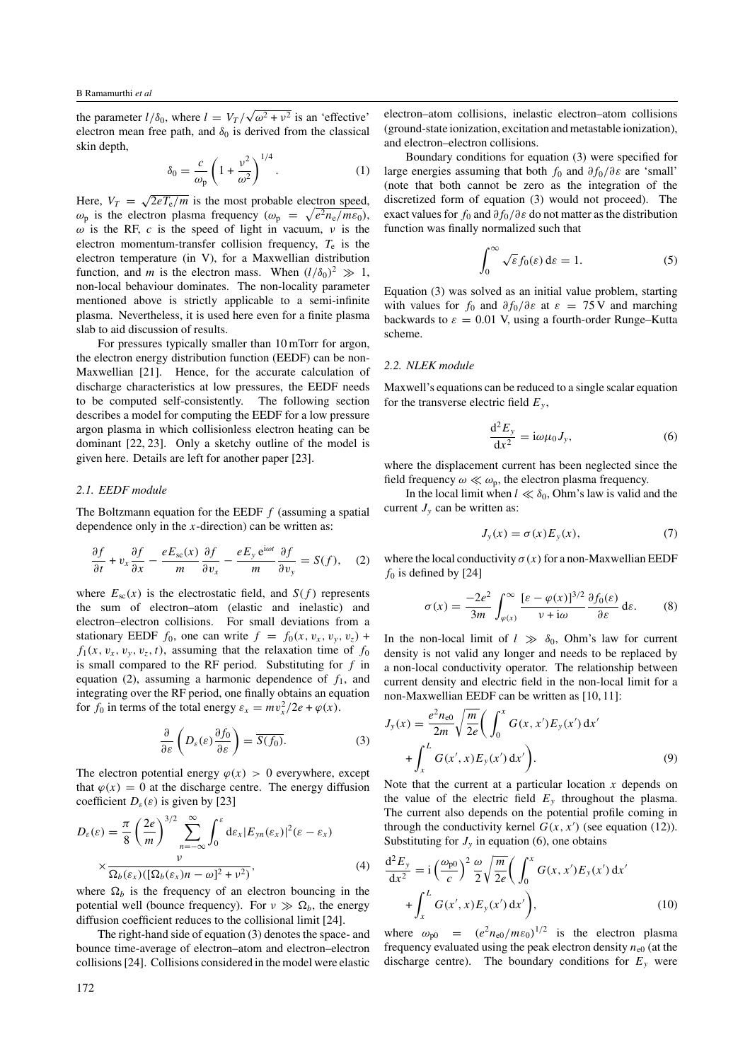the parameter $l/\delta_0$, where $l = V_T/\sqrt{\omega^2 + \nu^2}$ is an 'effective' electron mean free path, and $\delta_0$ is derived from the classical skin depth,

$$\delta_0 = \frac{c}{\omega_p}\left(1 + \frac{\nu^2}{\omega^2}\right)^{1/4}. \tag{1}$$

Here, $V_T = \sqrt{2eT_e/m}$ is the most probable electron speed, $\omega_p$ is the electron plasma frequency ($\omega_p = \sqrt{e^2 n_e/m\varepsilon_0}$), $\omega$ is the RF, $c$ is the speed of light in vacuum, $\nu$ is the electron momentum-transfer collision frequency, $T_e$ is the electron temperature (in V), for a Maxwellian distribution function, and $m$ is the electron mass. When $(l/\delta_0)^2 \gg 1$, non-local behaviour dominates. The non-locality parameter mentioned above is strictly applicable to a semi-infinite plasma. Nevertheless, it is used here even for a finite plasma slab to aid discussion of results.

For pressures typically smaller than 10 mTorr for argon, the electron energy distribution function (EEDF) can be non-Maxwellian [21]. Hence, for the accurate calculation of discharge characteristics at low pressures, the EEDF needs to be computed self-consistently. The following section describes a model for computing the EEDF for a low pressure argon plasma in which collisionless electron heating can be dominant [22, 23]. Only a sketchy outline of the model is given here. Details are left for another paper [23].

### 2.1. EEDF module

The Boltzmann equation for the EEDF $f$ (assuming a spatial dependence only in the $x$-direction) can be written as:

$$\frac{\partial f}{\partial t} + v_x\frac{\partial f}{\partial x} - \frac{eE_{sc}(x)}{m}\frac{\partial f}{\partial v_x} - \frac{eE_y\,e^{i\omega t}}{m}\frac{\partial f}{\partial v_y} = S(f), \tag{2}$$

where $E_{sc}(x)$ is the electrostatic field, and $S(f)$ represents the sum of electron–atom (elastic and inelastic) and electron–electron collisions. For small deviations from a stationary EEDF $f_0$, one can write $f = f_0(x, v_x, v_y, v_z) + f_1(x, v_x, v_y, v_z, t)$, assuming that the relaxation time of $f_0$ is small compared to the RF period. Substituting for $f$ in equation (2), assuming a harmonic dependence of $f_1$, and integrating over the RF period, one finally obtains an equation for $f_0$ in terms of the total energy $\varepsilon_x = mv_x^2/2e + \varphi(x)$.

$$\frac{\partial}{\partial\varepsilon}\left(D_\varepsilon(\varepsilon)\frac{\partial f_0}{\partial\varepsilon}\right) = \overline{S(f_0)}. \tag{3}$$

The electron potential energy $\varphi(x) > 0$ everywhere, except that $\varphi(x) = 0$ at the discharge centre. The energy diffusion coefficient $D_\varepsilon(\varepsilon)$ is given by [23]

$$D_\varepsilon(\varepsilon) = \frac{\pi}{8}\left(\frac{2e}{m}\right)^{3/2}\sum_{n=-\infty}^{\infty}\int_0^{\varepsilon} d\varepsilon_x |E_{yn}(\varepsilon_x)|^2(\varepsilon - \varepsilon_x) \times \frac{\nu}{\Omega_b(\varepsilon_x)([\Omega_b(\varepsilon_x)n - \omega]^2 + \nu^2)}, \tag{4}$$

where $\Omega_b$ is the frequency of an electron bouncing in the potential well (bounce frequency). For $\nu \gg \Omega_b$, the energy diffusion coefficient reduces to the collisional limit [24].

The right-hand side of equation (3) denotes the space- and bounce time-average of electron–atom and electron–electron collisions [24]. Collisions considered in the model were elastic electron–atom collisions, inelastic electron–atom collisions (ground-state ionization, excitation and metastable ionization), and electron–electron collisions.

Boundary conditions for equation (3) were specified for large energies assuming that both $f_0$ and $\partial f_0/\partial\varepsilon$ are 'small' (note that both cannot be zero as the integration of the discretized form of equation (3) would not proceed). The exact values for $f_0$ and $\partial f_0/\partial\varepsilon$ do not matter as the distribution function was finally normalized such that

$$\int_0^\infty \sqrt{\varepsilon} f_0(\varepsilon)\, d\varepsilon = 1. \tag{5}$$

Equation (3) was solved as an initial value problem, starting with values for $f_0$ and $\partial f_0/\partial\varepsilon$ at $\varepsilon = 75$ V and marching backwards to $\varepsilon = 0.01$ V, using a fourth-order Runge–Kutta scheme.

### 2.2. NLEK module

Maxwell's equations can be reduced to a single scalar equation for the transverse electric field $E_y$,

$$\frac{d^2E_y}{dx^2} = i\omega\mu_0 J_y, \tag{6}$$

where the displacement current has been neglected since the field frequency $\omega \ll \omega_p$, the electron plasma frequency.

In the local limit when $l \ll \delta_0$, Ohm's law is valid and the current $J_y$ can be written as:

$$J_y(x) = \sigma(x)E_y(x), \tag{7}$$

where the local conductivity $\sigma(x)$ for a non-Maxwellian EEDF $f_0$ is defined by [24]

$$\sigma(x) = \frac{-2e^2}{3m}\int_{\varphi(x)}^{\infty}\frac{[\varepsilon - \varphi(x)]^{3/2}}{\nu + i\omega}\frac{\partial f_0(\varepsilon)}{\partial\varepsilon}\, d\varepsilon. \tag{8}$$

In the non-local limit of $l \gg \delta_0$, Ohm's law for current density is not valid any longer and needs to be replaced by a non-local conductivity operator. The relationship between current density and electric field in the non-local limit for a non-Maxwellian EEDF can be written as [10, 11]:

$$J_y(x) = \frac{e^2 n_{e0}}{2m}\sqrt{\frac{m}{2e}}\left(\int_0^x G(x, x')E_y(x')\, dx' + \int_x^L G(x', x)E_y(x')\, dx'\right). \tag{9}$$

Note that the current at a particular location $x$ depends on the value of the electric field $E_y$ throughout the plasma. The current also depends on the potential profile coming in through the conductivity kernel $G(x, x')$ (see equation (12)). Substituting for $J_y$ in equation (6), one obtains

$$\frac{d^2E_y}{dx^2} = i\left(\frac{\omega_{p0}}{c}\right)^2\frac{\omega}{2}\sqrt{\frac{m}{2e}}\left(\int_0^x G(x, x')E_y(x')\, dx' + \int_x^L G(x', x)E_y(x')\, dx'\right), \tag{10}$$

where $\omega_{p0} = (e^2 n_{e0}/m\varepsilon_0)^{1/2}$ is the electron plasma frequency evaluated using the peak electron density $n_{e0}$ (at the discharge centre). The boundary conditions for $E_y$ were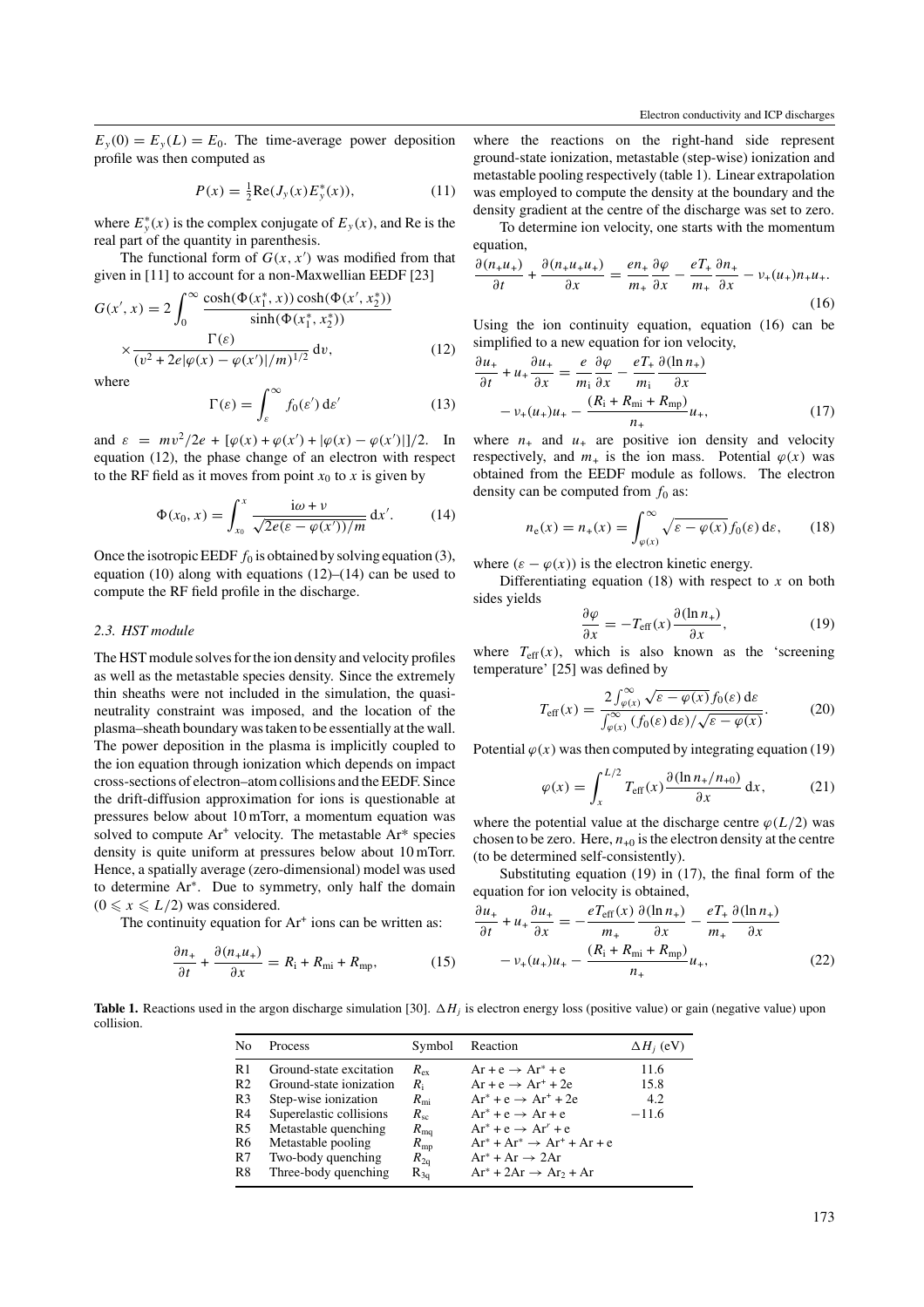$E_y(0) = E_y(L) = E_0$. The time-average power deposition profile was then computed as

$$P(x) = \tfrac{1}{2}\mathrm{Re}(J_y(x)E_y^*(x)), \tag{11}$$

where $E_y^*(x)$ is the complex conjugate of $E_y(x)$, and Re is the real part of the quantity in parenthesis.

The functional form of $G(x, x')$ was modified from that given in [11] to account for a non-Maxwellian EEDF [23]

$$G(x', x) = 2\int_0^\infty \frac{\cosh(\Phi(x_1^*, x))\cosh(\Phi(x', x_2^*))}{\sinh(\Phi(x_1^*, x_2^*))} \times \frac{\Gamma(\varepsilon)}{(v^2 + 2e|\varphi(x) - \varphi(x')|/m)^{1/2}}\,\mathrm{d}v, \tag{12}$$

where

$$\Gamma(\varepsilon) = \int_\varepsilon^\infty f_0(\varepsilon')\,\mathrm{d}\varepsilon' \tag{13}$$

and $\varepsilon = mv^2/2e + [\varphi(x) + \varphi(x') + |\varphi(x) - \varphi(x')|]/2$. In equation (12), the phase change of an electron with respect to the RF field as it moves from point $x_0$ to $x$ is given by

$$\Phi(x_0, x) = \int_{x_0}^{x} \frac{\mathrm{i}\omega + \nu}{\sqrt{2e(\varepsilon - \varphi(x'))/m}}\,\mathrm{d}x'. \tag{14}$$

Once the isotropic EEDF $f_0$ is obtained by solving equation (3), equation (10) along with equations (12)–(14) can be used to compute the RF field profile in the discharge.

### 2.3. HST module

The HST module solves for the ion density and velocity profiles as well as the metastable species density. Since the extremely thin sheaths were not included in the simulation, the quasi-neutrality constraint was imposed, and the location of the plasma–sheath boundary was taken to be essentially at the wall. The power deposition in the plasma is implicitly coupled to the ion equation through ionization which depends on impact cross-sections of electron–atom collisions and the EEDF. Since the drift-diffusion approximation for ions is questionable at pressures below about 10 mTorr, a momentum equation was solved to compute $Ar^+$ velocity. The metastable $Ar^*$ species density is quite uniform at pressures below about 10 mTorr. Hence, a spatially average (zero-dimensional) model was used to determine $Ar^*$. Due to symmetry, only half the domain ($0 \leqslant x \leqslant L/2$) was considered.

The continuity equation for $Ar^+$ ions can be written as:

$$\frac{\partial n_+}{\partial t} + \frac{\partial(n_+ u_+)}{\partial x} = R_\mathrm{i} + R_\mathrm{mi} + R_\mathrm{mp}, \tag{15}$$

where the reactions on the right-hand side represent ground-state ionization, metastable (step-wise) ionization and metastable pooling respectively (table 1). Linear extrapolation was employed to compute the density at the boundary and the density gradient at the centre of the discharge was set to zero.

To determine ion velocity, one starts with the momentum equation,

$$\frac{\partial(n_+ u_+)}{\partial t} + \frac{\partial(n_+ u_+ u_+)}{\partial x} = \frac{e n_+}{m_+}\frac{\partial\varphi}{\partial x} - \frac{eT_+}{m_+}\frac{\partial n_+}{\partial x} - \nu_+(u_+) n_+ u_+. \tag{16}$$

Using the ion continuity equation, equation (16) can be simplified to a new equation for ion velocity,

$$\frac{\partial u_+}{\partial t} + u_+\frac{\partial u_+}{\partial x} = \frac{e}{m_\mathrm{i}}\frac{\partial\varphi}{\partial x} - \frac{eT_+}{m_\mathrm{i}}\frac{\partial(\ln n_+)}{\partial x} - \nu_+(u_+)u_+ - \frac{(R_\mathrm{i} + R_\mathrm{mi} + R_\mathrm{mp})}{n_+}u_+, \tag{17}$$

where $n_+$ and $u_+$ are positive ion density and velocity respectively, and $m_+$ is the ion mass. Potential $\varphi(x)$ was obtained from the EEDF module as follows. The electron density can be computed from $f_0$ as:

$$n_\mathrm{e}(x) = n_+(x) = \int_{\varphi(x)}^\infty \sqrt{\varepsilon - \varphi(x)}\,f_0(\varepsilon)\,\mathrm{d}\varepsilon, \tag{18}$$

where $(\varepsilon - \varphi(x))$ is the electron kinetic energy.

Differentiating equation (18) with respect to $x$ on both sides yields

$$\frac{\partial\varphi}{\partial x} = -T_\mathrm{eff}(x)\frac{\partial(\ln n_+)}{\partial x}, \tag{19}$$

where $T_\mathrm{eff}(x)$, which is also known as the 'screening temperature' [25] was defined by

$$T_\mathrm{eff}(x) = \frac{2\int_{\varphi(x)}^\infty \sqrt{\varepsilon - \varphi(x)}\,f_0(\varepsilon)\,\mathrm{d}\varepsilon}{\int_{\varphi(x)}^\infty (f_0(\varepsilon)\,\mathrm{d}\varepsilon)/\sqrt{\varepsilon - \varphi(x)}}. \tag{20}$$

Potential $\varphi(x)$ was then computed by integrating equation (19)

$$\varphi(x) = \int_x^{L/2} T_\mathrm{eff}(x)\frac{\partial(\ln n_+/n_{+0})}{\partial x}\,\mathrm{d}x, \tag{21}$$

where the potential value at the discharge centre $\varphi(L/2)$ was chosen to be zero. Here, $n_{+0}$ is the electron density at the centre (to be determined self-consistently).

Substituting equation (19) in (17), the final form of the equation for ion velocity is obtained,

$$\frac{\partial u_+}{\partial t} + u_+\frac{\partial u_+}{\partial x} = -\frac{eT_\mathrm{eff}(x)}{m_+}\frac{\partial(\ln n_+)}{\partial x} - \frac{eT_+}{m_+}\frac{\partial(\ln n_+)}{\partial x} - \nu_+(u_+)u_+ - \frac{(R_\mathrm{i} + R_\mathrm{mi} + R_\mathrm{mp})}{n_+}u_+, \tag{22}$$

**Table 1.** Reactions used in the argon discharge simulation [30]. $\Delta H_j$ is electron energy loss (positive value) or gain (negative value) upon collision.

| No | Process | Symbol | Reaction | $\Delta H_j$ (eV) |
|---|---|---|---|---|
| R1 | Ground-state excitation | $R_\mathrm{ex}$ | $Ar + e \rightarrow Ar^* + e$ | 11.6 |
| R2 | Ground-state ionization | $R_\mathrm{i}$ | $Ar + e \rightarrow Ar^+ + 2e$ | 15.8 |
| R3 | Step-wise ionization | $R_\mathrm{mi}$ | $Ar^* + e \rightarrow Ar^+ + 2e$ | 4.2 |
| R4 | Superelastic collisions | $R_\mathrm{sc}$ | $Ar^* + e \rightarrow Ar + e$ | −11.6 |
| R5 | Metastable quenching | $R_\mathrm{mq}$ | $Ar^* + e \rightarrow Ar^r + e$ | |
| R6 | Metastable pooling | $R_\mathrm{mp}$ | $Ar^* + Ar^* \rightarrow Ar^+ + Ar + e$ | |
| R7 | Two-body quenching | $R_\mathrm{2q}$ | $Ar^* + Ar \rightarrow 2Ar$ | |
| R8 | Three-body quenching | $R_\mathrm{3q}$ | $Ar^* + 2Ar \rightarrow Ar_2 + Ar$ | |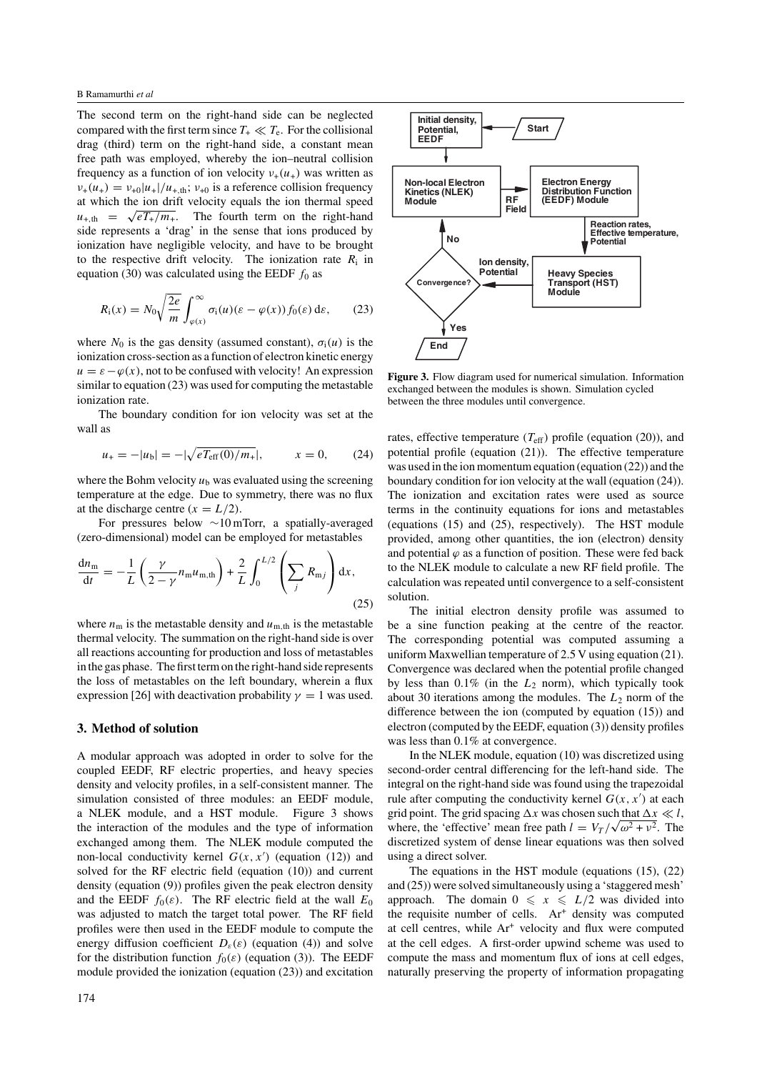The second term on the right-hand side can be neglected compared with the first term since $T_+ \ll T_e$. For the collisional drag (third) term on the right-hand side, a constant mean free path was employed, whereby the ion–neutral collision frequency as a function of ion velocity $\nu_+(u_+)$ was written as $\nu_+(u_+) = \nu_{+0}|u_+|/u_{+,\mathrm{th}}$; $\nu_{+0}$ is a reference collision frequency at which the ion drift velocity equals the ion thermal speed $u_{+,\mathrm{th}} = \sqrt{eT_+/m_+}$. The fourth term on the right-hand side represents a 'drag' in the sense that ions produced by ionization have negligible velocity, and have to be brought to the respective drift velocity. The ionization rate $R_i$ in equation (30) was calculated using the EEDF $f_0$ as

$$R_i(x) = N_0\sqrt{\frac{2e}{m}}\int_{\varphi(x)}^{\infty} \sigma_i(u)(\varepsilon - \varphi(x)) f_0(\varepsilon)\,\mathrm{d}\varepsilon, \qquad (23)$$

where $N_0$ is the gas density (assumed constant), $\sigma_i(u)$ is the ionization cross-section as a function of electron kinetic energy $u = \varepsilon - \varphi(x)$, not to be confused with velocity! An expression similar to equation (23) was used for computing the metastable ionization rate.

The boundary condition for ion velocity was set at the wall as

$$u_+ = -|u_b| = -|\sqrt{eT_{\mathrm{eff}}(0)/m_+}|, \qquad x = 0, \qquad (24)$$

where the Bohm velocity $u_b$ was evaluated using the screening temperature at the edge. Due to symmetry, there was no flux at the discharge centre ($x = L/2$).

For pressures below $\sim$10 mTorr, a spatially-averaged (zero-dimensional) model can be employed for metastables

$$\frac{\mathrm{d}n_m}{\mathrm{d}t} = -\frac{1}{L}\left(\frac{\gamma}{2-\gamma} n_m u_{m,\mathrm{th}}\right) + \frac{2}{L}\int_0^{L/2}\left(\sum_j R_{mj}\right)\mathrm{d}x, \qquad (25)$$

where $n_m$ is the metastable density and $u_{m,\mathrm{th}}$ is the metastable thermal velocity. The summation on the right-hand side is over all reactions accounting for production and loss of metastables in the gas phase. The first term on the right-hand side represents the loss of metastables on the left boundary, wherein a flux expression [26] with deactivation probability $\gamma = 1$ was used.

## 3. Method of solution

A modular approach was adopted in order to solve for the coupled EEDF, RF electric properties, and heavy species density and velocity profiles, in a self-consistent manner. The simulation consisted of three modules: an EEDF module, a NLEK module, and a HST module. Figure 3 shows the interaction of the modules and the type of information exchanged among them. The NLEK module computed the non-local conductivity kernel $G(x, x')$ (equation (12)) and solved for the RF electric field (equation (10)) and current density (equation (9)) profiles given the peak electron density and the EEDF $f_0(\varepsilon)$. The RF electric field at the wall $E_0$ was adjusted to match the target total power. The RF field profiles were then used in the EEDF module to compute the energy diffusion coefficient $D_\varepsilon(\varepsilon)$ (equation (4)) and solve for the distribution function $f_0(\varepsilon)$ (equation (3)). The EEDF module provided the ionization (equation (23)) and excitation rates, effective temperature ($T_{\mathrm{eff}}$) profile (equation (20)), and potential profile (equation (21)). The effective temperature was used in the ion momentum equation (equation (22)) and the boundary condition for ion velocity at the wall (equation (24)). The ionization and excitation rates were used as source terms in the continuity equations for ions and metastables (equations (15) and (25), respectively). The HST module provided, among other quantities, the ion (electron) density and potential $\varphi$ as a function of position. These were fed back to the NLEK module to calculate a new RF field profile. The calculation was repeated until convergence to a self-consistent solution.

Start → Initial density, Potential, EEDF → Non-local Electron Kinetics (NLEK) Module → (RF Field) → Electron Energy Distribution Function (EEDF) Module → (Reaction rates, Effective temperature, Potential) → Heavy Species Transport (HST) Module → (Ion density, Potential) → Convergence? — No → Non-local Electron Kinetics (NLEK) Module; Yes → End

**Figure 3.** Flow diagram used for numerical simulation. Information exchanged between the modules is shown. Simulation cycled between the three modules until convergence.

The initial electron density profile was assumed to be a sine function peaking at the centre of the reactor. The corresponding potential was computed assuming a uniform Maxwellian temperature of 2.5 V using equation (21). Convergence was declared when the potential profile changed by less than 0.1% (in the $L_2$ norm), which typically took about 30 iterations among the modules. The $L_2$ norm of the difference between the ion (computed by equation (15)) and electron (computed by the EEDF, equation (3)) density profiles was less than 0.1% at convergence.

In the NLEK module, equation (10) was discretized using second-order central differencing for the left-hand side. The integral on the right-hand side was found using the trapezoidal rule after computing the conductivity kernel $G(x, x')$ at each grid point. The grid spacing $\Delta x$ was chosen such that $\Delta x \ll l$, where, the 'effective' mean free path $l = V_T/\sqrt{\omega^2 + \nu^2}$. The discretized system of dense linear equations was then solved using a direct solver.

The equations in the HST module (equations (15), (22) and (25)) were solved simultaneously using a 'staggered mesh' approach. The domain $0 \leqslant x \leqslant L/2$ was divided into the requisite number of cells. $Ar^+$ density was computed at cell centres, while $Ar^+$ velocity and flux were computed at the cell edges. A first-order upwind scheme was used to compute the mass and momentum flux of ions at cell edges, naturally preserving the property of information propagating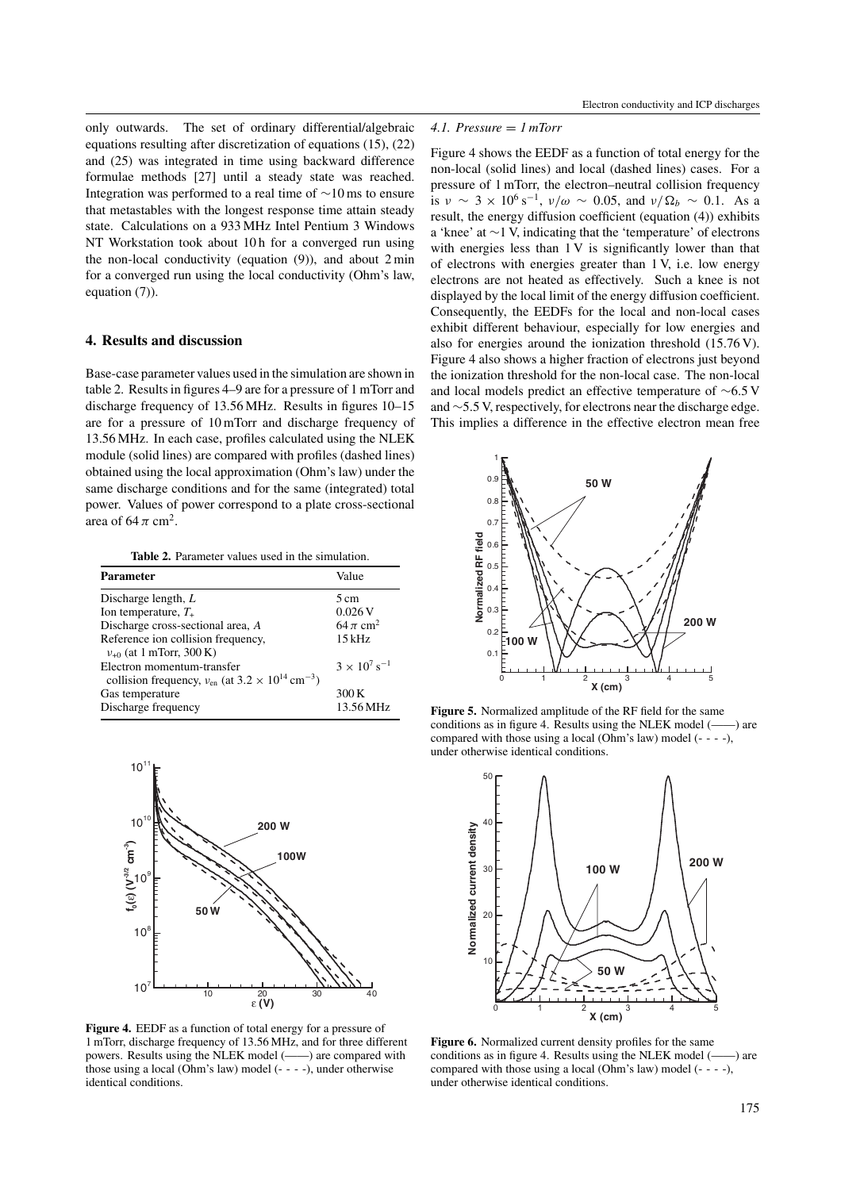only outwards. The set of ordinary differential/algebraic equations resulting after discretization of equations (15), (22) and (25) was integrated in time using backward difference formulae methods [27] until a steady state was reached. Integration was performed to a real time of $\sim$10 ms to ensure that metastables with the longest response time attain steady state. Calculations on a 933 MHz Intel Pentium 3 Windows NT Workstation took about 10 h for a converged run using the non-local conductivity (equation (9)), and about 2 min for a converged run using the local conductivity (Ohm's law, equation (7)).

## 4. Results and discussion

Base-case parameter values used in the simulation are shown in table 2. Results in figures 4–9 are for a pressure of 1 mTorr and discharge frequency of 13.56 MHz. Results in figures 10–15 are for a pressure of 10 mTorr and discharge frequency of 13.56 MHz. In each case, profiles calculated using the NLEK module (solid lines) are compared with profiles (dashed lines) obtained using the local approximation (Ohm's law) under the same discharge conditions and for the same (integrated) total power. Values of power correspond to a plate cross-sectional area of $64\,\pi$ cm$^2$.

**Table 2.** Parameter values used in the simulation.

| Parameter | Value |
|---|---|
| Discharge length, $L$ | 5 cm |
| Ion temperature, $T_+$ | 0.026 V |
| Discharge cross-sectional area, $A$ | $64\,\pi$ cm$^2$ |
| Reference ion collision frequency, $\nu_{+0}$ (at 1 mTorr, 300 K) | 15 kHz |
| Electron momentum-transfer collision frequency, $\nu_{en}$ (at $3.2\times10^{14}$ cm$^{-3}$) | $3\times10^{7}$ s$^{-1}$ |
| Gas temperature | 300 K |
| Discharge frequency | 13.56 MHz |

**Figure 4.** EEDF as a function of total energy for a pressure of 1 mTorr, discharge frequency of 13.56 MHz, and for three different powers. Results using the NLEK model (——) are compared with those using a local (Ohm's law) model (- - - -), under otherwise identical conditions.

### 4.1. Pressure = 1 mTorr

Figure 4 shows the EEDF as a function of total energy for the non-local (solid lines) and local (dashed lines) cases. For a pressure of 1 mTorr, the electron–neutral collision frequency is $\nu \sim 3\times10^{6}$ s$^{-1}$, $\nu/\omega \sim 0.05$, and $\nu/\Omega_b \sim 0.1$. As a result, the energy diffusion coefficient (equation (4)) exhibits a 'knee' at $\sim$1 V, indicating that the 'temperature' of electrons with energies less than 1 V is significantly lower than that of electrons with energies greater than 1 V, i.e. low energy electrons are not heated as effectively. Such a knee is not displayed by the local limit of the energy diffusion coefficient. Consequently, the EEDFs for the local and non-local cases exhibit different behaviour, especially for low energies and also for energies around the ionization threshold (15.76 V). Figure 4 also shows a higher fraction of electrons just beyond the ionization threshold for the non-local case. The non-local and local models predict an effective temperature of $\sim$6.5 V and $\sim$5.5 V, respectively, for electrons near the discharge edge. This implies a difference in the effective electron mean free

**Figure 5.** Normalized amplitude of the RF field for the same conditions as in figure 4. Results using the NLEK model (——) are compared with those using a local (Ohm's law) model (- - - -), under otherwise identical conditions.

**Figure 6.** Normalized current density profiles for the same conditions as in figure 4. Results using the NLEK model (——) are compared with those using a local (Ohm's law) model (- - - -), under otherwise identical conditions.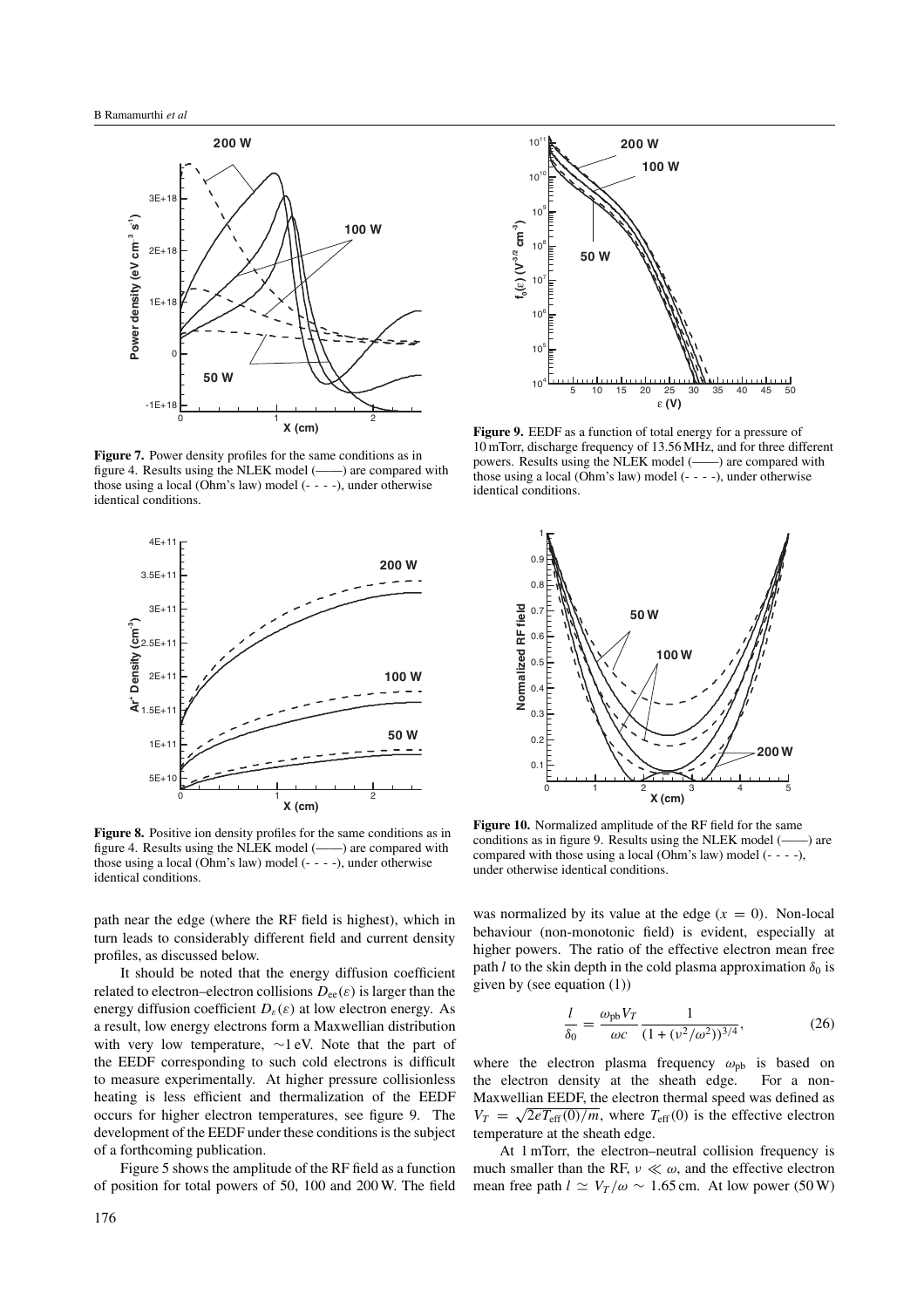**Figure 7.** Power density profiles for the same conditions as in figure 4. Results using the NLEK model (——) are compared with those using a local (Ohm's law) model (- - - -), under otherwise identical conditions.

**Figure 8.** Positive ion density profiles for the same conditions as in figure 4. Results using the NLEK model (——) are compared with those using a local (Ohm's law) model (- - - -), under otherwise identical conditions.

**Figure 9.** EEDF as a function of total energy for a pressure of 10 mTorr, discharge frequency of 13.56 MHz, and for three different powers. Results using the NLEK model (——) are compared with those using a local (Ohm's law) model (- - - -), under otherwise identical conditions.

**Figure 10.** Normalized amplitude of the RF field for the same conditions as in figure 9. Results using the NLEK model (——) are compared with those using a local (Ohm's law) model (- - - -), under otherwise identical conditions.

path near the edge (where the RF field is highest), which in turn leads to considerably different field and current density profiles, as discussed below.

It should be noted that the energy diffusion coefficient related to electron–electron collisions $D_{ee}(\varepsilon)$ is larger than the energy diffusion coefficient $D_\varepsilon(\varepsilon)$ at low electron energy. As a result, low energy electrons form a Maxwellian distribution with very low temperature, ∼1 eV. Note that the part of the EEDF corresponding to such cold electrons is difficult to measure experimentally. At higher pressure collisionless heating is less efficient and thermalization of the EEDF occurs for higher electron temperatures, see figure 9. The development of the EEDF under these conditions is the subject of a forthcoming publication.

Figure 5 shows the amplitude of the RF field as a function of position for total powers of 50, 100 and 200 W. The field was normalized by its value at the edge ($x = 0$). Non-local behaviour (non-monotonic field) is evident, especially at higher powers. The ratio of the effective electron mean free path $l$ to the skin depth in the cold plasma approximation $\delta_0$ is given by (see equation (1))

$$\frac{l}{\delta_0} = \frac{\omega_{pb} V_T}{\omega c} \frac{1}{(1 + (\nu^2/\omega^2))^{3/4}}, \tag{26}$$

where the electron plasma frequency $\omega_{pb}$ is based on the electron density at the sheath edge. For a non-Maxwellian EEDF, the electron thermal speed was defined as $V_T = \sqrt{2eT_{\text{eff}}(0)/m}$, where $T_{\text{eff}}(0)$ is the effective electron temperature at the sheath edge.

At 1 mTorr, the electron–neutral collision frequency is much smaller than the RF, $\nu \ll \omega$, and the effective electron mean free path $l \simeq V_T/\omega \sim 1.65$ cm. At low power (50 W)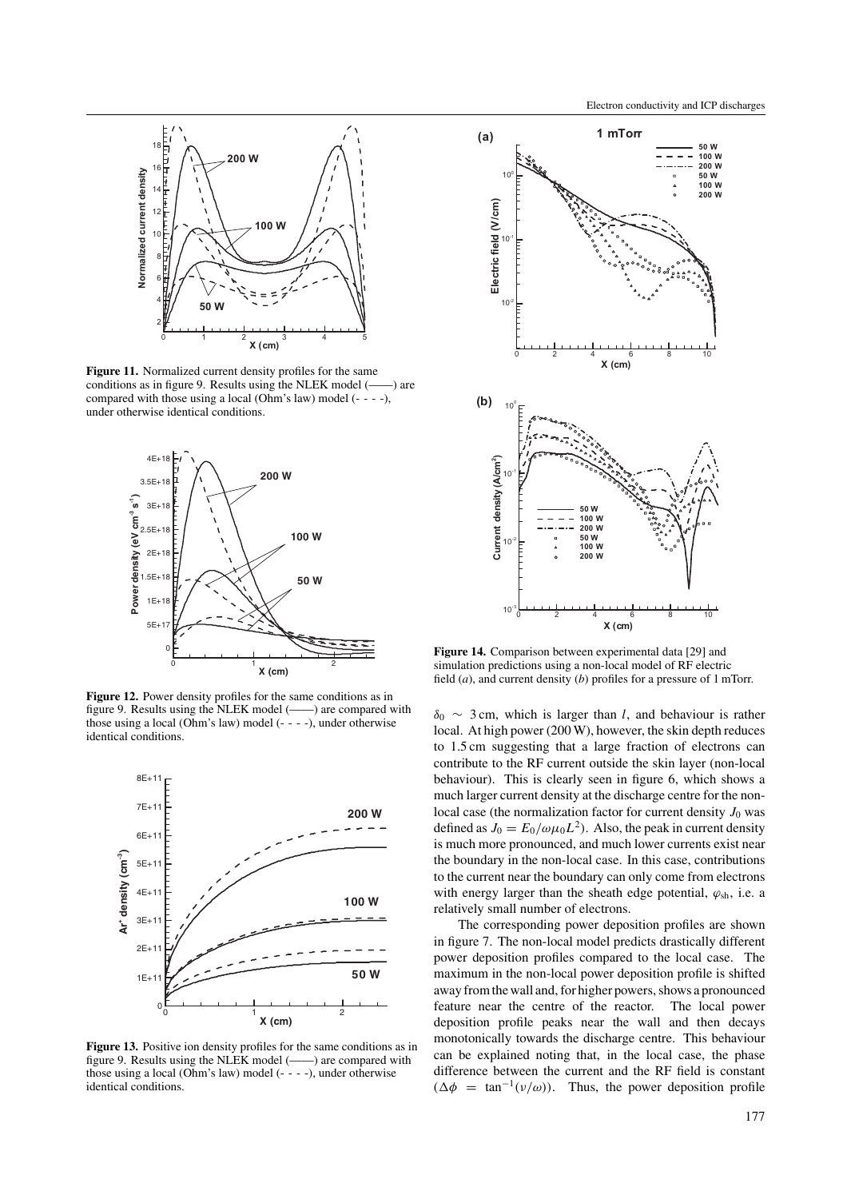**Figure 11.** Normalized current density profiles for the same conditions as in figure 9. Results using the NLEK model (——) are compared with those using a local (Ohm's law) model (- - - -), under otherwise identical conditions.

**Figure 12.** Power density profiles for the same conditions as in figure 9. Results using the NLEK model (——) are compared with those using a local (Ohm's law) model (- - - -), under otherwise identical conditions.

**Figure 13.** Positive ion density profiles for the same conditions as in figure 9. Results using the NLEK model (——) are compared with those using a local (Ohm's law) model (- - - -), under otherwise identical conditions.

**Figure 14.** Comparison between experimental data [29] and simulation predictions using a non-local model of RF electric field (*a*), and current density (*b*) profiles for a pressure of 1 mTorr.

$\delta_0 \sim 3$ cm, which is larger than $l$, and behaviour is rather local. At high power (200 W), however, the skin depth reduces to 1.5 cm suggesting that a large fraction of electrons can contribute to the RF current outside the skin layer (non-local behaviour). This is clearly seen in figure 6, which shows a much larger current density at the discharge centre for the non-local case (the normalization factor for current density $J_0$ was defined as $J_0 = E_0/\omega\mu_0 L^2$). Also, the peak in current density is much more pronounced, and much lower currents exist near the boundary in the non-local case. In this case, contributions to the current near the boundary can only come from electrons with energy larger than the sheath edge potential, $\varphi_{sh}$, i.e. a relatively small number of electrons.

The corresponding power deposition profiles are shown in figure 7. The non-local model predicts drastically different power deposition profiles compared to the local case. The maximum in the non-local power deposition profile is shifted away from the wall and, for higher powers, shows a pronounced feature near the centre of the reactor. The local power deposition profile peaks near the wall and then decays monotonically towards the discharge centre. This behaviour can be explained noting that, in the local case, the phase difference between the current and the RF field is constant ($\Delta\phi = \tan^{-1}(\nu/\omega)$). Thus, the power deposition profile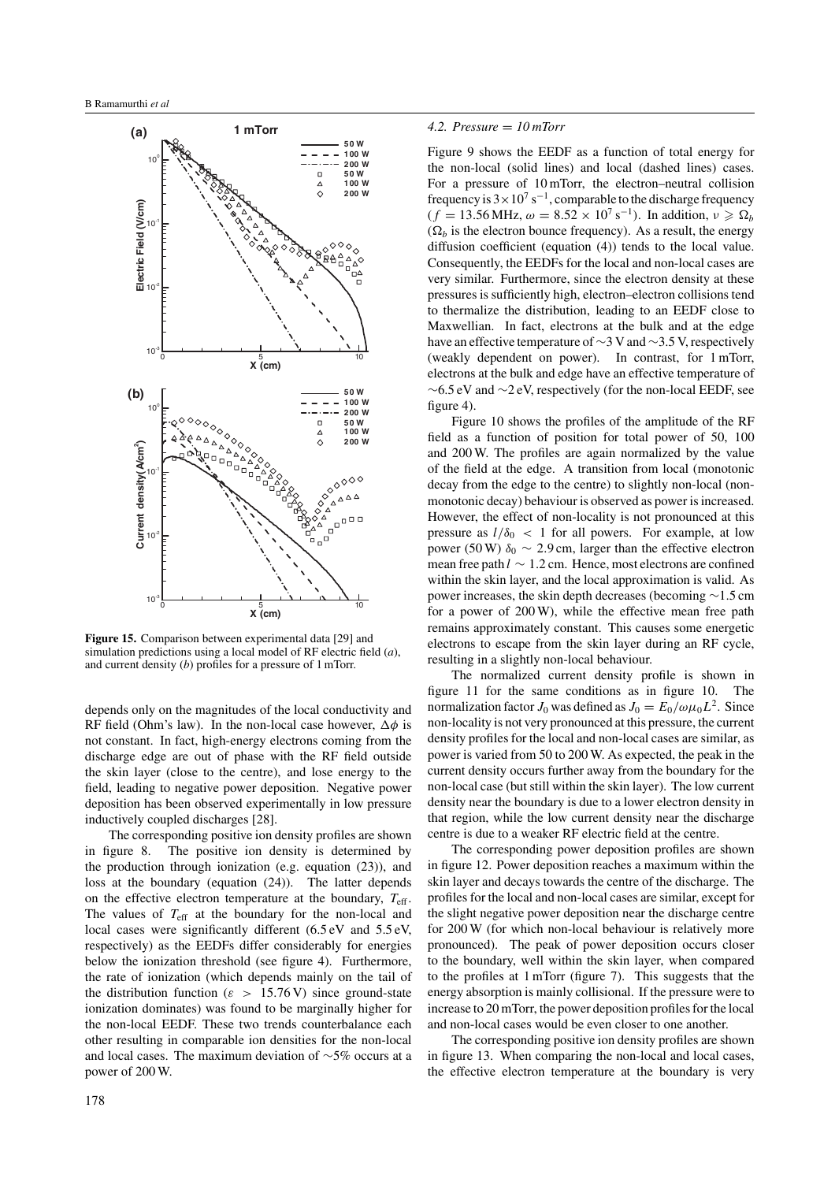**Figure 15.** Comparison between experimental data [29] and simulation predictions using a local model of RF electric field (*a*), and current density (*b*) profiles for a pressure of 1 mTorr.

depends only on the magnitudes of the local conductivity and RF field (Ohm's law). In the non-local case however, $\Delta\phi$ is not constant. In fact, high-energy electrons coming from the discharge edge are out of phase with the RF field outside the skin layer (close to the centre), and lose energy to the field, leading to negative power deposition. Negative power deposition has been observed experimentally in low pressure inductively coupled discharges [28].

The corresponding positive ion density profiles are shown in figure 8. The positive ion density is determined by the production through ionization (e.g. equation (23)), and loss at the boundary (equation (24)). The latter depends on the effective electron temperature at the boundary, $T_{\rm eff}$. The values of $T_{\rm eff}$ at the boundary for the non-local and local cases were significantly different (6.5 eV and 5.5 eV, respectively) as the EEDFs differ considerably for energies below the ionization threshold (see figure 4). Furthermore, the rate of ionization (which depends mainly on the tail of the distribution function ($\varepsilon > 15.76$ V) since ground-state ionization dominates) was found to be marginally higher for the non-local EEDF. These two trends counterbalance each other resulting in comparable ion densities for the non-local and local cases. The maximum deviation of $\sim$5% occurs at a power of 200 W.

### 4.2. Pressure = 10 mTorr

Figure 9 shows the EEDF as a function of total energy for the non-local (solid lines) and local (dashed lines) cases. For a pressure of 10 mTorr, the electron–neutral collision frequency is $3\times10^7$ s$^{-1}$, comparable to the discharge frequency ($f = 13.56$ MHz, $\omega = 8.52\times10^7$ s$^{-1}$). In addition, $\nu \geqslant \Omega_b$ ($\Omega_b$ is the electron bounce frequency). As a result, the energy diffusion coefficient (equation (4)) tends to the local value. Consequently, the EEDFs for the local and non-local cases are very similar. Furthermore, since the electron density at these pressures is sufficiently high, electron–electron collisions tend to thermalize the distribution, leading to an EEDF close to Maxwellian. In fact, electrons at the bulk and at the edge have an effective temperature of $\sim$3 V and $\sim$3.5 V, respectively (weakly dependent on power). In contrast, for 1 mTorr, electrons at the bulk and edge have an effective temperature of $\sim$6.5 eV and $\sim$2 eV, respectively (for the non-local EEDF, see figure 4).

Figure 10 shows the profiles of the amplitude of the RF field as a function of position for total power of 50, 100 and 200 W. The profiles are again normalized by the value of the field at the edge. A transition from local (monotonic decay from the edge to the centre) to slightly non-local (non-monotonic decay) behaviour is observed as power is increased. However, the effect of non-locality is not pronounced at this pressure as $l/\delta_0 < 1$ for all powers. For example, at low power (50 W) $\delta_0 \sim 2.9$ cm, larger than the effective electron mean free path $l \sim 1.2$ cm. Hence, most electrons are confined within the skin layer, and the local approximation is valid. As power increases, the skin depth decreases (becoming $\sim$1.5 cm for a power of 200 W), while the effective mean free path remains approximately constant. This causes some energetic electrons to escape from the skin layer during an RF cycle, resulting in a slightly non-local behaviour.

The normalized current density profile is shown in figure 11 for the same conditions as in figure 10. The normalization factor $J_0$ was defined as $J_0 = E_0/\omega\mu_0 L^2$. Since non-locality is not very pronounced at this pressure, the current density profiles for the local and non-local cases are similar, as power is varied from 50 to 200 W. As expected, the peak in the current density occurs further away from the boundary for the non-local case (but still within the skin layer). The low current density near the boundary is due to a lower electron density in that region, while the low current density near the discharge centre is due to a weaker RF electric field at the centre.

The corresponding power deposition profiles are shown in figure 12. Power deposition reaches a maximum within the skin layer and decays towards the centre of the discharge. The profiles for the local and non-local cases are similar, except for the slight negative power deposition near the discharge centre for 200 W (for which non-local behaviour is relatively more pronounced). The peak of power deposition occurs closer to the boundary, well within the skin layer, when compared to the profiles at 1 mTorr (figure 7). This suggests that the energy absorption is mainly collisional. If the pressure were to increase to 20 mTorr, the power deposition profiles for the local and non-local cases would be even closer to one another.

The corresponding positive ion density profiles are shown in figure 13. When comparing the non-local and local cases, the effective electron temperature at the boundary is very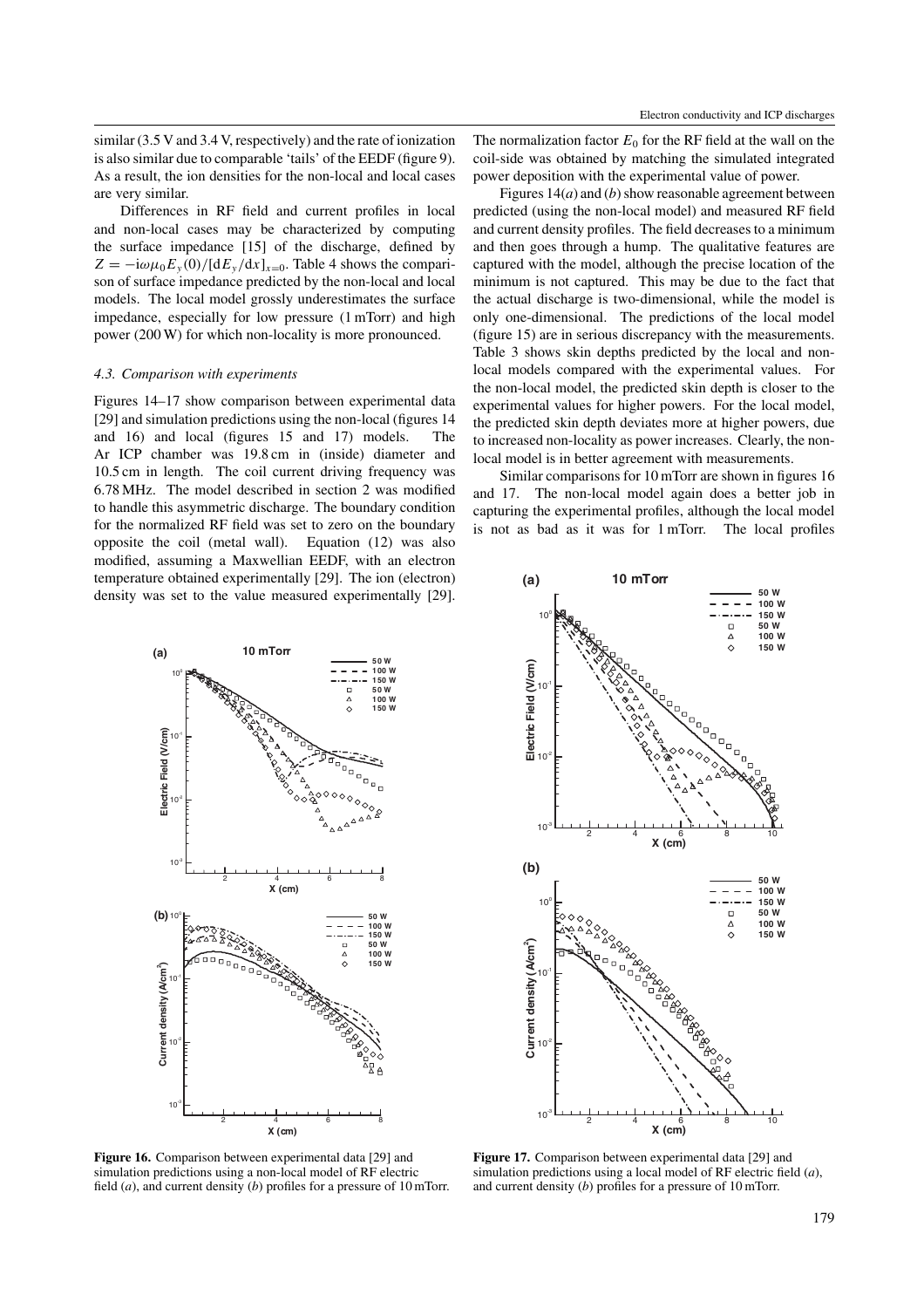similar (3.5 V and 3.4 V, respectively) and the rate of ionization is also similar due to comparable 'tails' of the EEDF (figure 9). As a result, the ion densities for the non-local and local cases are very similar.

Differences in RF field and current profiles in local and non-local cases may be characterized by computing the surface impedance [15] of the discharge, defined by $Z = -i\omega\mu_0 E_y(0)/[dE_y/dx]_{x=0}$. Table 4 shows the comparison of surface impedance predicted by the non-local and local models. The local model grossly underestimates the surface impedance, especially for low pressure (1 mTorr) and high power (200 W) for which non-locality is more pronounced.

### *4.3. Comparison with experiments*

Figures 14–17 show comparison between experimental data [29] and simulation predictions using the non-local (figures 14 and 16) and local (figures 15 and 17) models. The Ar ICP chamber was 19.8 cm in (inside) diameter and 10.5 cm in length. The coil current driving frequency was 6.78 MHz. The model described in section 2 was modified to handle this asymmetric discharge. The boundary condition for the normalized RF field was set to zero on the boundary opposite the coil (metal wall). Equation (12) was also modified, assuming a Maxwellian EEDF, with an electron temperature obtained experimentally [29]. The ion (electron) density was set to the value measured experimentally [29]. The normalization factor $E_0$ for the RF field at the wall on the coil-side was obtained by matching the simulated integrated power deposition with the experimental value of power.

Figures 14(*a*) and (*b*) show reasonable agreement between predicted (using the non-local model) and measured RF field and current density profiles. The field decreases to a minimum and then goes through a hump. The qualitative features are captured with the model, although the precise location of the minimum is not captured. This may be due to the fact that the actual discharge is two-dimensional, while the model is only one-dimensional. The predictions of the local model (figure 15) are in serious discrepancy with the measurements. Table 3 shows skin depths predicted by the local and non-local models compared with the experimental values. For the non-local model, the predicted skin depth is closer to the experimental values for higher powers. For the local model, the predicted skin depth deviates more at higher powers, due to increased non-locality as power increases. Clearly, the non-local model is in better agreement with measurements.

Similar comparisons for 10 mTorr are shown in figures 16 and 17. The non-local model again does a better job in capturing the experimental profiles, although the local model is not as bad as it was for 1 mTorr. The local profiles

**Figure 16.** Comparison between experimental data [29] and simulation predictions using a non-local model of RF electric field (*a*), and current density (*b*) profiles for a pressure of 10 mTorr.

**Figure 17.** Comparison between experimental data [29] and simulation predictions using a local model of RF electric field (*a*), and current density (*b*) profiles for a pressure of 10 mTorr.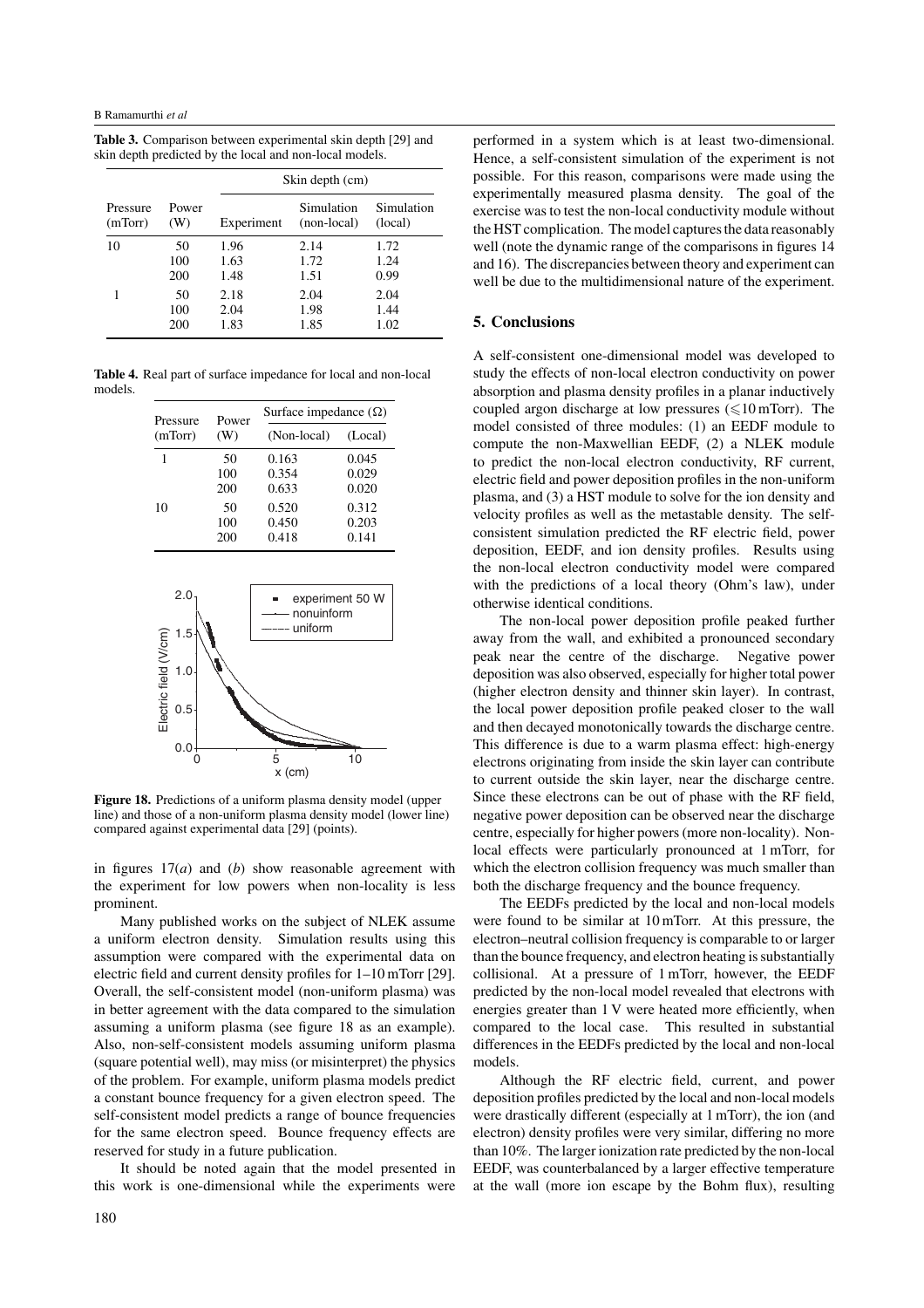**Table 3.** Comparison between experimental skin depth [29] and skin depth predicted by the local and non-local models.

| Pressure (mTorr) | Power (W) | Skin depth (cm) | | |
|---|---|---|---|---|
| | | Experiment | Simulation (non-local) | Simulation (local) |
| 10 | 50 | 1.96 | 2.14 | 1.72 |
| | 100 | 1.63 | 1.72 | 1.24 |
| | 200 | 1.48 | 1.51 | 0.99 |
| 1 | 50 | 2.18 | 2.04 | 2.04 |
| | 100 | 2.04 | 1.98 | 1.44 |
| | 200 | 1.83 | 1.85 | 1.02 |

**Table 4.** Real part of surface impedance for local and non-local models.

| Pressure (mTorr) | Power (W) | Surface impedance (Ω) | |
|---|---|---|---|
| | | (Non-local) | (Local) |
| 1 | 50 | 0.163 | 0.045 |
| | 100 | 0.354 | 0.029 |
| | 200 | 0.633 | 0.020 |
| 10 | 50 | 0.520 | 0.312 |
| | 100 | 0.450 | 0.203 |
| | 200 | 0.418 | 0.141 |

**Figure 18.** Predictions of a uniform plasma density model (upper line) and those of a non-uniform plasma density model (lower line) compared against experimental data [29] (points).

in figures 17(*a*) and (*b*) show reasonable agreement with the experiment for low powers when non-locality is less prominent.

Many published works on the subject of NLEK assume a uniform electron density. Simulation results using this assumption were compared with the experimental data on electric field and current density profiles for 1–10 mTorr [29]. Overall, the self-consistent model (non-uniform plasma) was in better agreement with the data compared to the simulation assuming a uniform plasma (see figure 18 as an example). Also, non-self-consistent models assuming uniform plasma (square potential well), may miss (or misinterpret) the physics of the problem. For example, uniform plasma models predict a constant bounce frequency for a given electron speed. The self-consistent model predicts a range of bounce frequencies for the same electron speed. Bounce frequency effects are reserved for study in a future publication.

It should be noted again that the model presented in this work is one-dimensional while the experiments were performed in a system which is at least two-dimensional. Hence, a self-consistent simulation of the experiment is not possible. For this reason, comparisons were made using the experimentally measured plasma density. The goal of the exercise was to test the non-local conductivity module without the HST complication. The model captures the data reasonably well (note the dynamic range of the comparisons in figures 14 and 16). The discrepancies between theory and experiment can well be due to the multidimensional nature of the experiment.

## 5. Conclusions

A self-consistent one-dimensional model was developed to study the effects of non-local electron conductivity on power absorption and plasma density profiles in a planar inductively coupled argon discharge at low pressures ($\leqslant 10$ mTorr). The model consisted of three modules: (1) an EEDF module to compute the non-Maxwellian EEDF, (2) a NLEK module to predict the non-local electron conductivity, RF current, electric field and power deposition profiles in the non-uniform plasma, and (3) a HST module to solve for the ion density and velocity profiles as well as the metastable density. The self-consistent simulation predicted the RF electric field, power deposition, EEDF, and ion density profiles. Results using the non-local electron conductivity model were compared with the predictions of a local theory (Ohm's law), under otherwise identical conditions.

The non-local power deposition profile peaked further away from the wall, and exhibited a pronounced secondary peak near the centre of the discharge. Negative power deposition was also observed, especially for higher total power (higher electron density and thinner skin layer). In contrast, the local power deposition profile peaked closer to the wall and then decayed monotonically towards the discharge centre. This difference is due to a warm plasma effect: high-energy electrons originating from inside the skin layer can contribute to current outside the skin layer, near the discharge centre. Since these electrons can be out of phase with the RF field, negative power deposition can be observed near the discharge centre, especially for higher powers (more non-locality). Non-local effects were particularly pronounced at 1 mTorr, for which the electron collision frequency was much smaller than both the discharge frequency and the bounce frequency.

The EEDFs predicted by the local and non-local models were found to be similar at 10 mTorr. At this pressure, the electron–neutral collision frequency is comparable to or larger than the bounce frequency, and electron heating is substantially collisional. At a pressure of 1 mTorr, however, the EEDF predicted by the non-local model revealed that electrons with energies greater than 1 V were heated more efficiently, when compared to the local case. This resulted in substantial differences in the EEDFs predicted by the local and non-local models.

Although the RF electric field, current, and power deposition profiles predicted by the local and non-local models were drastically different (especially at 1 mTorr), the ion (and electron) density profiles were very similar, differing no more than 10%. The larger ionization rate predicted by the non-local EEDF, was counterbalanced by a larger effective temperature at the wall (more ion escape by the Bohm flux), resulting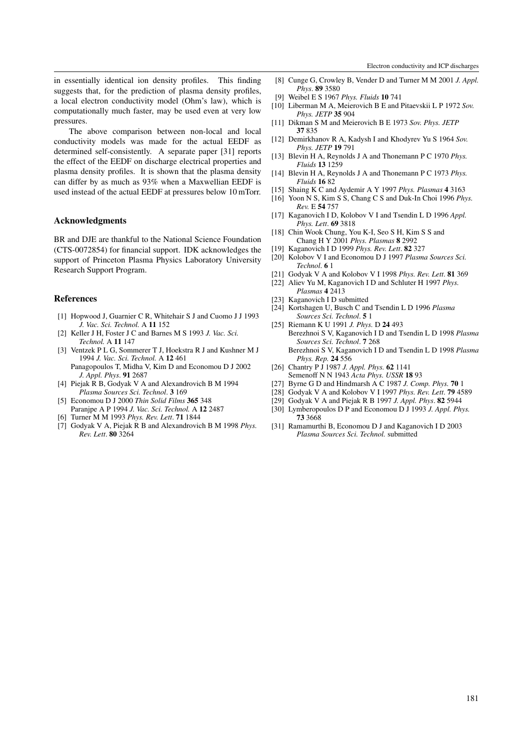in essentially identical ion density profiles. This finding suggests that, for the prediction of plasma density profiles, a local electron conductivity model (Ohm's law), which is computationally much faster, may be used even at very low pressures.

The above comparison between non-local and local conductivity models was made for the actual EEDF as determined self-consistently. A separate paper [31] reports the effect of the EEDF on discharge electrical properties and plasma density profiles. It is shown that the plasma density can differ by as much as 93% when a Maxwellian EEDF is used instead of the actual EEDF at pressures below 10 mTorr.

## Acknowledgments

BR and DJE are thankful to the National Science Foundation (CTS-0072854) for financial support. IDK acknowledges the support of Princeton Plasma Physics Laboratory University Research Support Program.

## References

[1] Hopwood J, Guarnier C R, Whitehair S J and Cuomo J J 1993 *J. Vac. Sci. Technol.* A **11** 152

[2] Keller J H, Foster J C and Barnes M S 1993 *J. Vac. Sci. Technol.* A **11** 147

[3] Ventzek P L G, Sommerer T J, Hoekstra R J and Kushner M J 1994 *J. Vac. Sci. Technol.* A **12** 461
Panagopoulos T, Midha V, Kim D and Economou D J 2002 *J. Appl. Phys.* **91** 2687

[4] Piejak R B, Godyak V A and Alexandrovich B M 1994 *Plasma Sources Sci. Technol.* **3** 169

[5] Economou D J 2000 *Thin Solid Films* **365** 348
Paranjpe A P 1994 *J. Vac. Sci. Technol.* A **12** 2487

[6] Turner M M 1993 *Phys. Rev. Lett.* **71** 1844

[7] Godyak V A, Piejak R B and Alexandrovich B M 1998 *Phys. Rev. Lett.* **80** 3264

[8] Cunge G, Crowley B, Vender D and Turner M M 2001 *J. Appl. Phys.* **89** 3580

[9] Weibel E S 1967 *Phys. Fluids* **10** 741

[10] Liberman M A, Meierovich B E and Pitaevskii L P 1972 *Sov. Phys. JETP* **35** 904

[11] Dikman S M and Meierovich B E 1973 *Sov. Phys. JETP* **37** 835

[12] Demirkhanov R A, Kadysh I and Khodyrev Yu S 1964 *Sov. Phys. JETP* **19** 791

[13] Blevin H A, Reynolds J A and Thonemann P C 1970 *Phys. Fluids* **13** 1259

[14] Blevin H A, Reynolds J A and Thonemann P C 1973 *Phys. Fluids* **16** 82

[15] Shaing K C and Aydemir A Y 1997 *Phys. Plasmas* **4** 3163

[16] Yoon N S, Kim S S, Chang C S and Duk-In Choi 1996 *Phys. Rev.* E **54** 757

[17] Kaganovich I D, Kolobov V I and Tsendin L D 1996 *Appl. Phys. Lett.* **69** 3818

[18] Chin Wook Chung, You K-I, Seo S H, Kim S S and Chang H Y 2001 *Phys. Plasmas* **8** 2992

[19] Kaganovich I D 1999 *Phys. Rev. Lett.* **82** 327

[20] Kolobov V I and Economou D J 1997 *Plasma Sources Sci. Technol.* **6** 1

[21] Godyak V A and Kolobov V I 1998 *Phys. Rev. Lett.* **81** 369

[22] Aliev Yu M, Kaganovich I D and Schluter H 1997 *Phys. Plasmas* **4** 2413

[23] Kaganovich I D submitted

[24] Kortshagen U, Busch C and Tsendin L D 1996 *Plasma Sources Sci. Technol.* **5** 1

[25] Riemann K U 1991 *J. Phys.* D **24** 493
Berezhnoi S V, Kaganovich I D and Tsendin L D 1998 *Plasma Sources Sci. Technol.* **7** 268
Berezhnoi S V, Kaganovich I D and Tsendin L D 1998 *Plasma Phys. Rep.* **24** 556

[26] Chantry P J 1987 *J. Appl. Phys.* **62** 1141
Semenoff N N 1943 *Acta Phys. USSR* **18** 93

[27] Byrne G D and Hindmarsh A C 1987 *J. Comp. Phys.* **70** 1

[28] Godyak V A and Kolobov V I 1997 *Phys. Rev. Lett.* **79** 4589

[29] Godyak V A and Piejak R B 1997 *J. Appl. Phys.* **82** 5944

[30] Lymberopoulos D P and Economou D J 1993 *J. Appl. Phys.* **73** 3668

[31] Ramamurthi B, Economou D J and Kaganovich I D 2003 *Plasma Sources Sci. Technol.* submitted